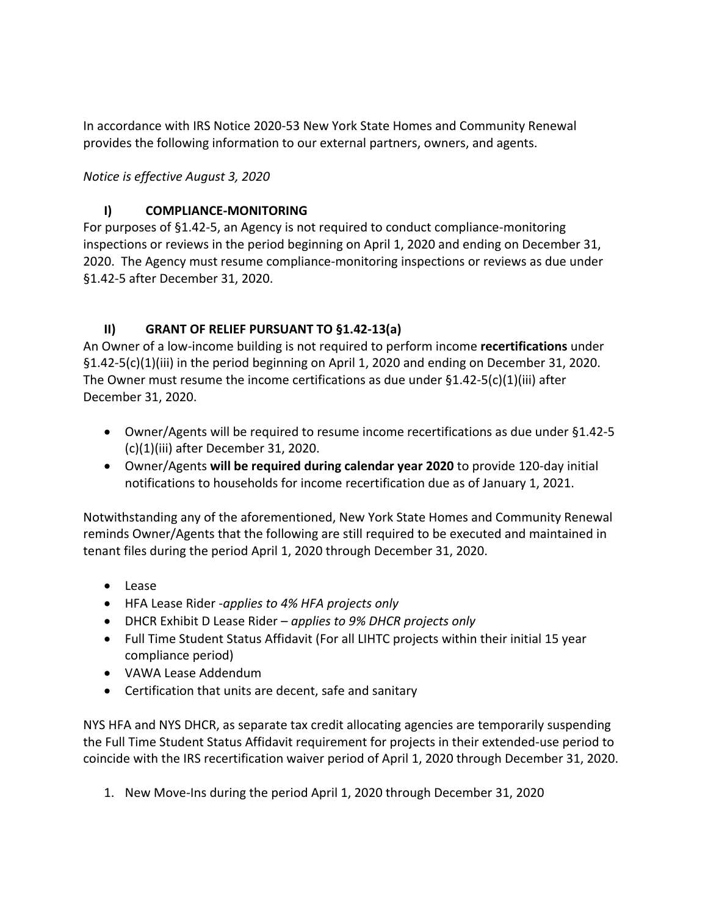In accordance with IRS Notice 2020-53 New York State Homes and Community Renewal provides the following information to our external partners, owners, and agents.

*Notice is effective August 3, 2020*

## I) COMPLIANCE-MONITORING

For purposes of §1.42-5, an Agency is not required to conduct compliance-monitoring inspections or reviews in the period beginning on April 1, 2020 and ending on December 31, 2020. The Agency must resume compliance-monitoring inspections or reviews as due under §1.42-5 after December 31, 2020.

## II) GRANT OF RELIEF PURSUANT TO §1.42-13(a)

An Owner of a low-income building is not required to perform income **recertifications** under §1.42-5(c)(1)(iii) in the period beginning on April 1, 2020 and ending on December 31, 2020. The Owner must resume the income certifications as due under §1.42-5(c)(1)(iii) after December 31, 2020.

- Owner/Agents will be required to resume income recertifications as due under §1.42-5 (c)(1)(iii) after December 31, 2020.
- Owner/Agents **will be required during calendar year 2020** to provide 120-day initial notifications to households for income recertification due as of January 1, 2021.

Notwithstanding any of the aforementioned, New York State Homes and Community Renewal reminds Owner/Agents that the following are still required to be executed and maintained in tenant files during the period April 1, 2020 through December 31, 2020.

- Lease
- HFA Lease Rider -*applies to 4% HFA projects only*
- DHCR Exhibit D Lease Rider – *applies to 9% DHCR projects only*
- Full Time Student Status Affidavit (For all LIHTC projects within their initial 15 year compliance period)
- VAWA Lease Addendum
- Certification that units are decent, safe and sanitary

NYS HFA and NYS DHCR, as separate tax credit allocating agencies are temporarily suspending the Full Time Student Status Affidavit requirement for projects in their extended-use period to coincide with the IRS recertification waiver period of April 1, 2020 through December 31, 2020.

1. New Move-Ins during the period April 1, 2020 through December 31, 2020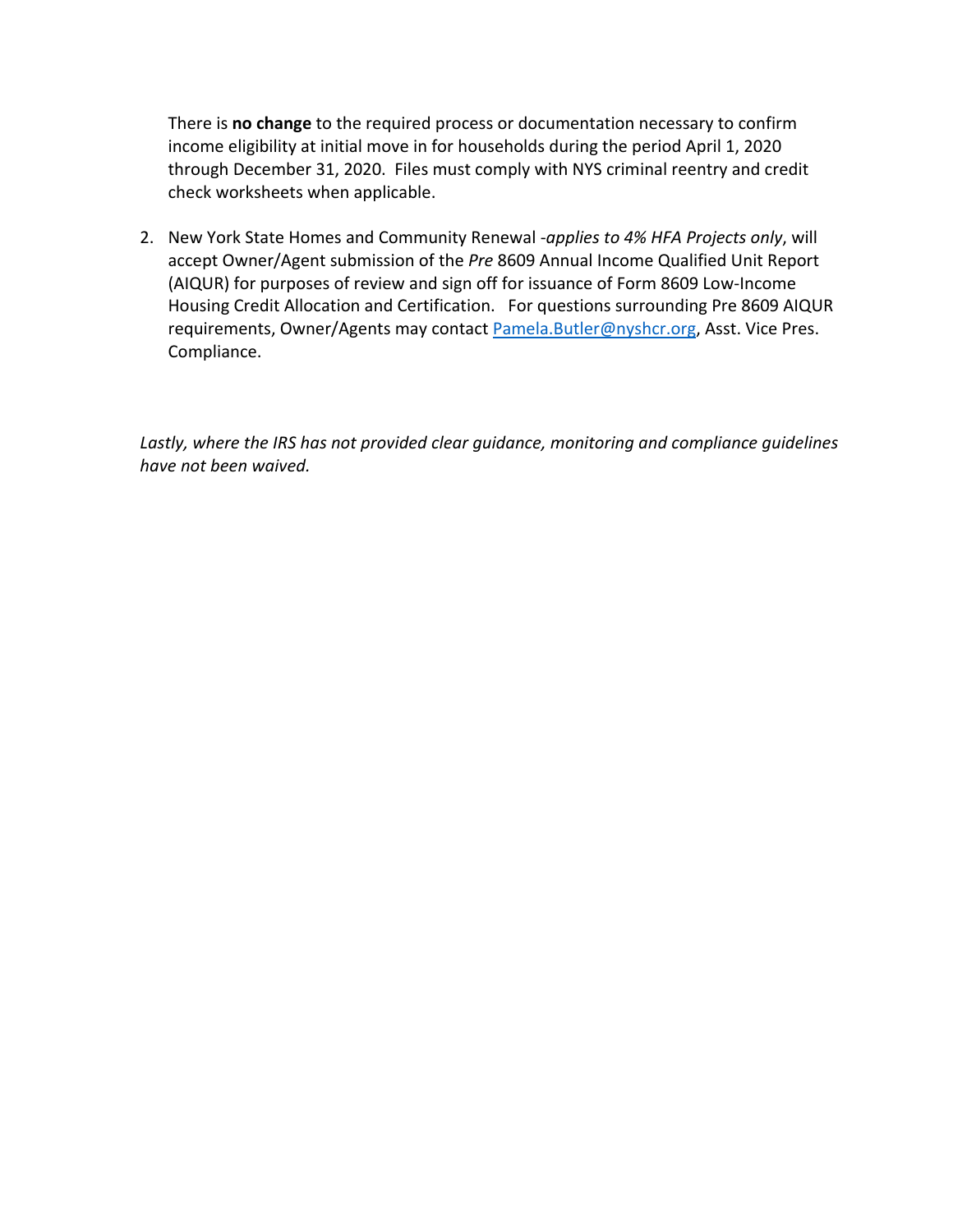There is **no change** to the required process or documentation necessary to confirm income eligibility at initial move in for households during the period April 1, 2020 through December 31, 2020. Files must comply with NYS criminal reentry and credit check worksheets when applicable.

2. New York State Homes and Community Renewal -*applies to 4% HFA Projects only*, will accept Owner/Agent submission of the *Pre* 8609 Annual Income Qualified Unit Report (AIQUR) for purposes of review and sign off for issuance of Form 8609 Low-Income Housing Credit Allocation and Certification. For questions surrounding Pre 8609 AIQUR requirements, Owner/Agents may contact Pamela.Butler@nyshcr.org, Asst. Vice Pres. Compliance.

*Lastly, where the IRS has not provided clear guidance, monitoring and compliance guidelines have not been waived.*